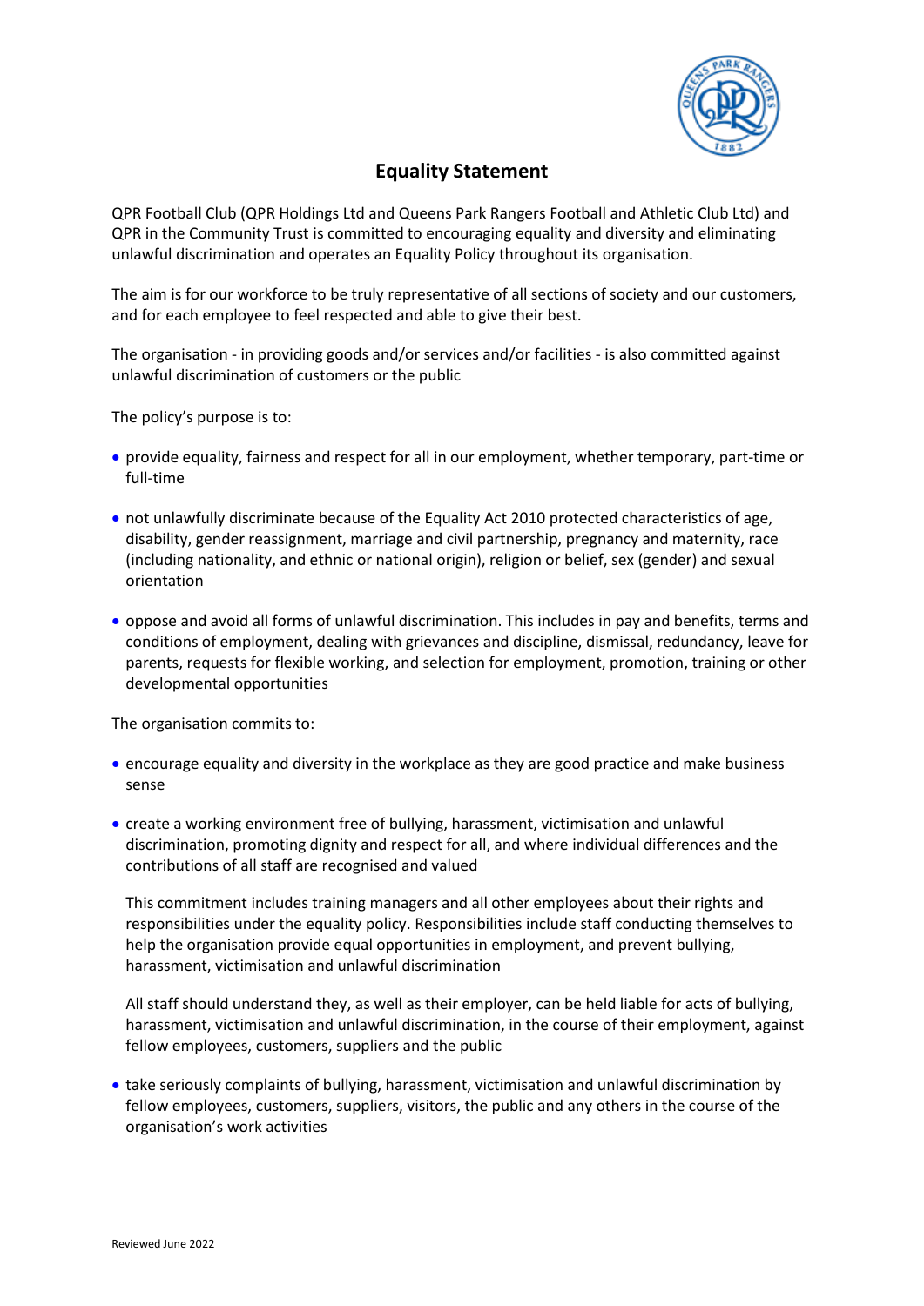# Equality Statement

QPR Football Club (QPR Holdings Ltd and Queens Park Rangers Football and Athletic Club Ltd) and QPR in the Community Trust is committed to encouraging equality and diversity and eliminating unlawful discrimination and operates an Equality Policy throughout its organisation.

The aim is for our workforce to be truly representative of all sections of society and our customers, and for each employee to feel respected and able to give their best.

The organisation - in providing goods and/or services and/or facilities - is also committed against unlawful discrimination of customers or the public

The policy's purpose is to:

- provide equality, fairness and respect for all in our employment, whether temporary, part-time or full-time
- not unlawfully discriminate because of the Equality Act 2010 protected characteristics of age, disability, gender reassignment, marriage and civil partnership, pregnancy and maternity, race (including nationality, and ethnic or national origin), religion or belief, sex (gender) and sexual orientation
- oppose and avoid all forms of unlawful discrimination. This includes in pay and benefits, terms and conditions of employment, dealing with grievances and discipline, dismissal, redundancy, leave for parents, requests for flexible working, and selection for employment, promotion, training or other developmental opportunities

The organisation commits to:

- encourage equality and diversity in the workplace as they are good practice and make business sense
- create a working environment free of bullying, harassment, victimisation and unlawful discrimination, promoting dignity and respect for all, and where individual differences and the contributions of all staff are recognised and valued

  This commitment includes training managers and all other employees about their rights and responsibilities under the equality policy. Responsibilities include staff conducting themselves to help the organisation provide equal opportunities in employment, and prevent bullying, harassment, victimisation and unlawful discrimination

  All staff should understand they, as well as their employer, can be held liable for acts of bullying, harassment, victimisation and unlawful discrimination, in the course of their employment, against fellow employees, customers, suppliers and the public

- take seriously complaints of bullying, harassment, victimisation and unlawful discrimination by fellow employees, customers, suppliers, visitors, the public and any others in the course of the organisation's work activities

Reviewed June 2022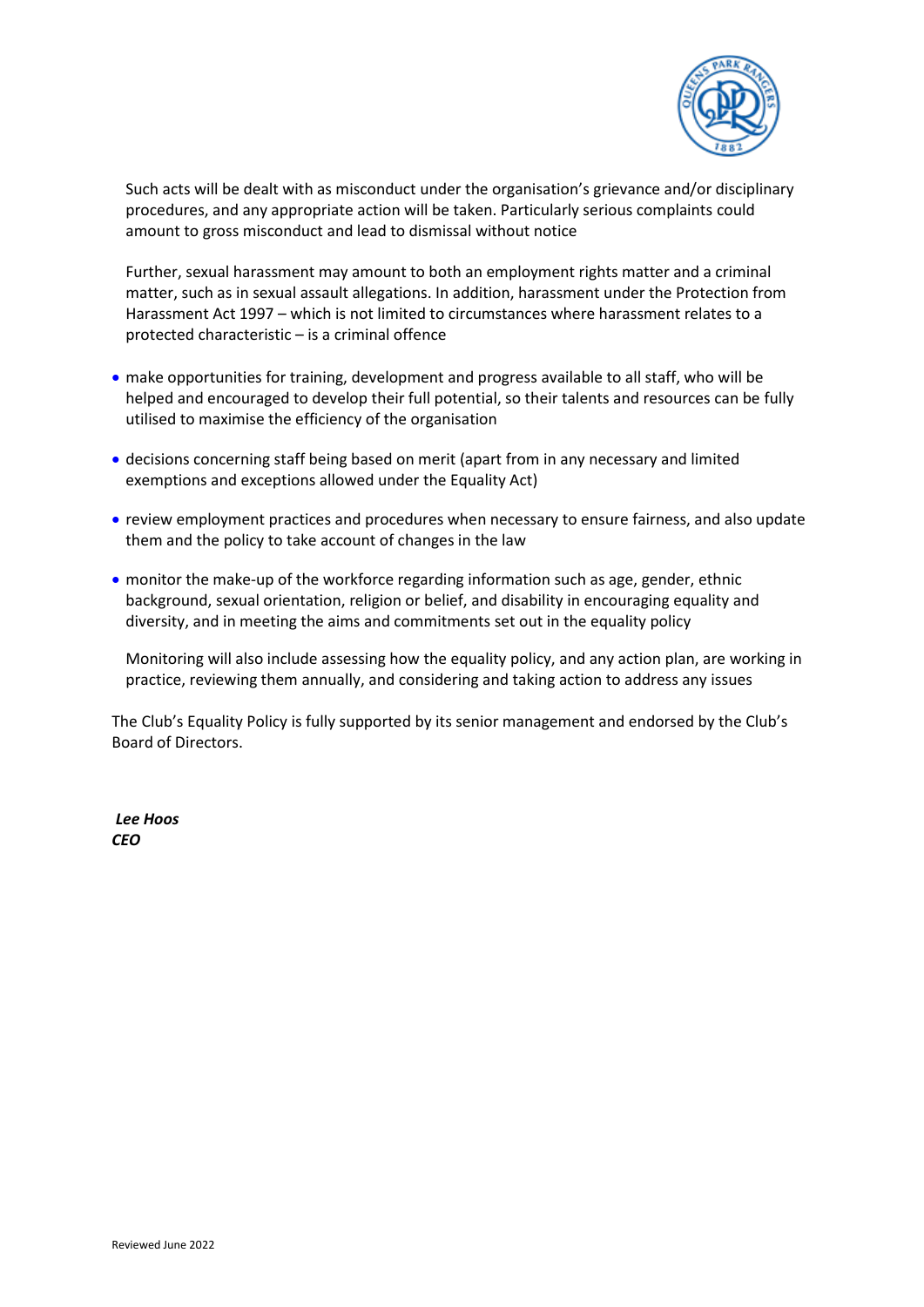Such acts will be dealt with as misconduct under the organisation's grievance and/or disciplinary procedures, and any appropriate action will be taken. Particularly serious complaints could amount to gross misconduct and lead to dismissal without notice

Further, sexual harassment may amount to both an employment rights matter and a criminal matter, such as in sexual assault allegations. In addition, harassment under the Protection from Harassment Act 1997 – which is not limited to circumstances where harassment relates to a protected characteristic – is a criminal offence

- make opportunities for training, development and progress available to all staff, who will be helped and encouraged to develop their full potential, so their talents and resources can be fully utilised to maximise the efficiency of the organisation
- decisions concerning staff being based on merit (apart from in any necessary and limited exemptions and exceptions allowed under the Equality Act)
- review employment practices and procedures when necessary to ensure fairness, and also update them and the policy to take account of changes in the law
- monitor the make-up of the workforce regarding information such as age, gender, ethnic background, sexual orientation, religion or belief, and disability in encouraging equality and diversity, and in meeting the aims and commitments set out in the equality policy

  Monitoring will also include assessing how the equality policy, and any action plan, are working in practice, reviewing them annually, and considering and taking action to address any issues

The Club's Equality Policy is fully supported by its senior management and endorsed by the Club's Board of Directors.

***Lee Hoos***
***CEO***

Reviewed June 2022